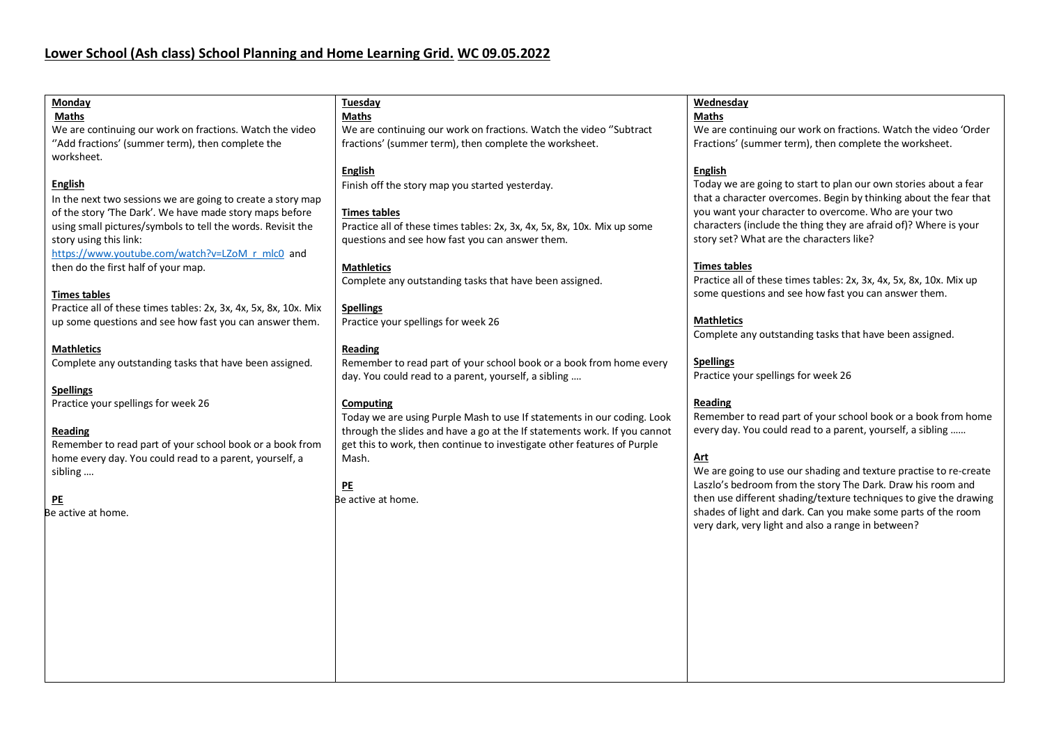# Lower School (Ash class) School Planning and Home Learning Grid. WC 09.05.2022

## Monday

**Maths**

We are continuing our work on fractions. Watch the video ''Add fractions' (summer term), then complete the worksheet.

**English**

In the next two sessions we are going to create a story map of the story 'The Dark'. We have made story maps before using small pictures/symbols to tell the words. Revisit the story using this link:
https://www.youtube.com/watch?v=LZoM_r_mlc0 and then do the first half of your map.

**Times tables**

Practice all of these times tables: 2x, 3x, 4x, 5x, 8x, 10x. Mix up some questions and see how fast you can answer them.

**Mathletics**

Complete any outstanding tasks that have been assigned.

**Spellings**

Practice your spellings for week 26

**Reading**

Remember to read part of your school book or a book from home every day. You could read to a parent, yourself, a sibling ….

**PE**

Be active at home.

## Tuesday

**Maths**

We are continuing our work on fractions. Watch the video ''Subtract fractions' (summer term), then complete the worksheet.

**English**

Finish off the story map you started yesterday.

**Times tables**

Practice all of these times tables: 2x, 3x, 4x, 5x, 8x, 10x. Mix up some questions and see how fast you can answer them.

**Mathletics**

Complete any outstanding tasks that have been assigned.

**Spellings**

Practice your spellings for week 26

**Reading**

Remember to read part of your school book or a book from home every day. You could read to a parent, yourself, a sibling ….

**Computing**

Today we are using Purple Mash to use If statements in our coding. Look through the slides and have a go at the If statements work. If you cannot get this to work, then continue to investigate other features of Purple Mash.

**PE**

Be active at home.

## Wednesday

**Maths**

We are continuing our work on fractions. Watch the video 'Order Fractions' (summer term), then complete the worksheet.

**English**

Today we are going to start to plan our own stories about a fear that a character overcomes. Begin by thinking about the fear that you want your character to overcome. Who are your two characters (include the thing they are afraid of)? Where is your story set? What are the characters like?

**Times tables**

Practice all of these times tables: 2x, 3x, 4x, 5x, 8x, 10x. Mix up some questions and see how fast you can answer them.

**Mathletics**

Complete any outstanding tasks that have been assigned.

**Spellings**

Practice your spellings for week 26

**Reading**

Remember to read part of your school book or a book from home every day. You could read to a parent, yourself, a sibling ……

**Art**

We are going to use our shading and texture practise to re-create Laszlo's bedroom from the story The Dark. Draw his room and then use different shading/texture techniques to give the drawing shades of light and dark. Can you make some parts of the room very dark, very light and also a range in between?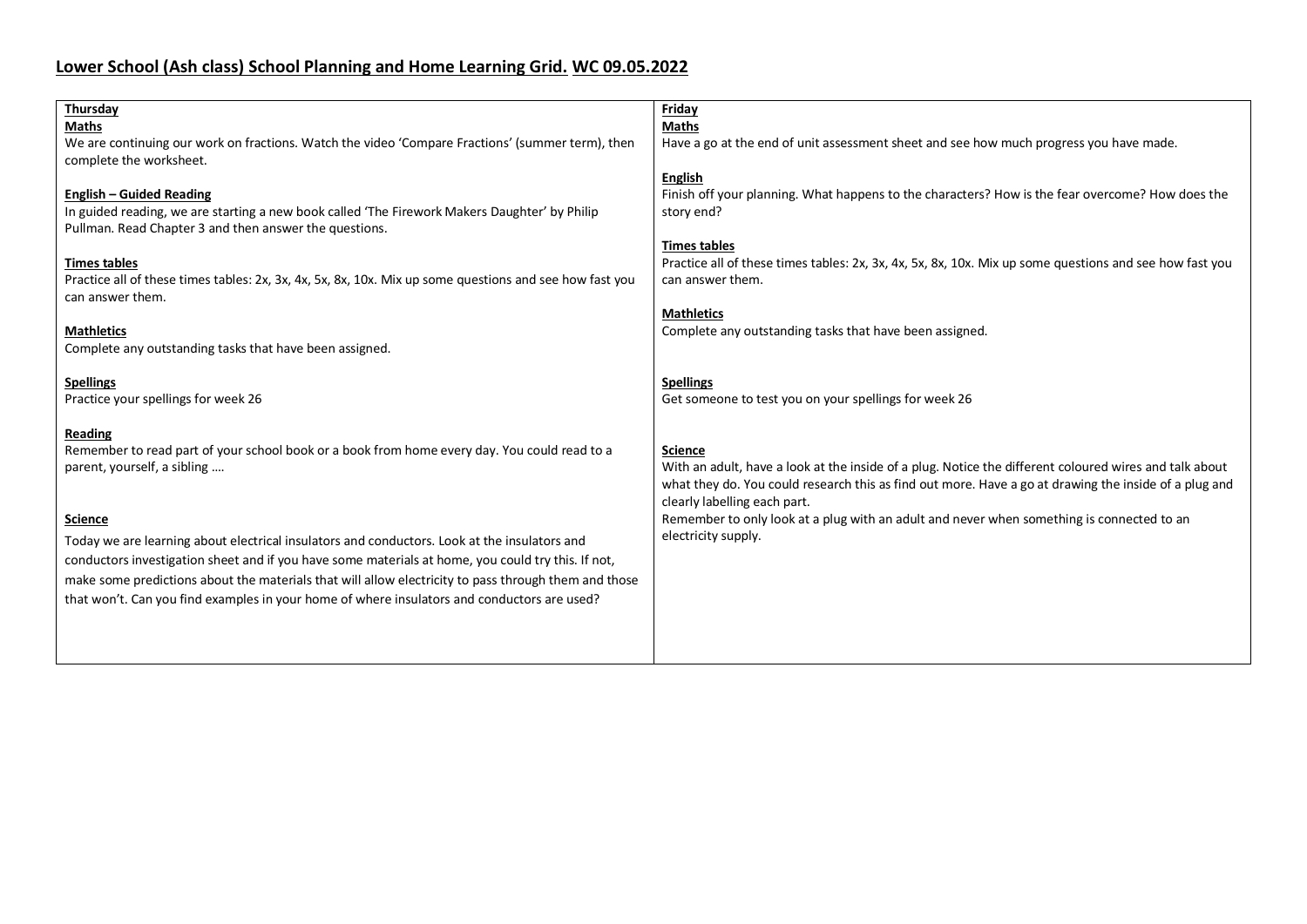## Lower School (Ash class) School Planning and Home Learning Grid. WC 09.05.2022

| Thursday | Friday |
|---|---|
| **Maths**<br>We are continuing our work on fractions. Watch the video 'Compare Fractions' (summer term), then complete the worksheet.<br><br>**English – Guided Reading**<br>In guided reading, we are starting a new book called 'The Firework Makers Daughter' by Philip Pullman. Read Chapter 3 and then answer the questions.<br><br>**Times tables**<br>Practice all of these times tables: 2x, 3x, 4x, 5x, 8x, 10x. Mix up some questions and see how fast you can answer them.<br><br>**Mathletics**<br>Complete any outstanding tasks that have been assigned.<br><br>**Spellings**<br>Practice your spellings for week 26<br><br>**Reading**<br>Remember to read part of your school book or a book from home every day. You could read to a parent, yourself, a sibling ….<br><br>**Science**<br>Today we are learning about electrical insulators and conductors. Look at the insulators and conductors investigation sheet and if you have some materials at home, you could try this. If not, make some predictions about the materials that will allow electricity to pass through them and those that won't. Can you find examples in your home of where insulators and conductors are used? | **Maths**<br>Have a go at the end of unit assessment sheet and see how much progress you have made.<br><br>**English**<br>Finish off your planning. What happens to the characters? How is the fear overcome? How does the story end?<br><br>**Times tables**<br>Practice all of these times tables: 2x, 3x, 4x, 5x, 8x, 10x. Mix up some questions and see how fast you can answer them.<br><br>**Mathletics**<br>Complete any outstanding tasks that have been assigned.<br><br>**Spellings**<br>Get someone to test you on your spellings for week 26<br><br>**Science**<br>With an adult, have a look at the inside of a plug. Notice the different coloured wires and talk about what they do. You could research this as find out more. Have a go at drawing the inside of a plug and clearly labelling each part.<br>Remember to only look at a plug with an adult and never when something is connected to an electricity supply. |